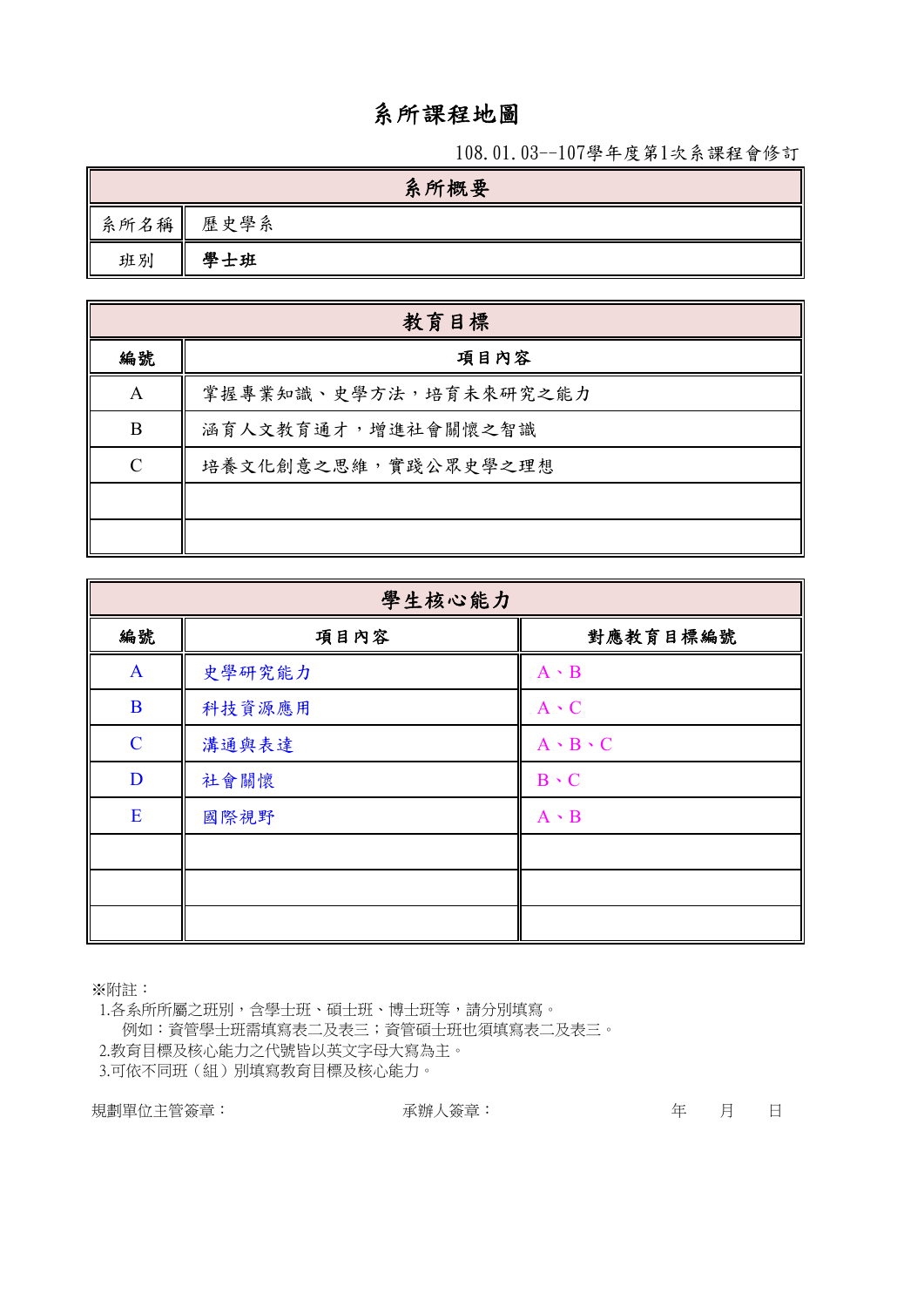# 系所課程地圖

108.01.03--107學年度第1次系課程會修訂

| 系所概要 | |
|---|---|
| 系所名稱 | 歷史學系 |
| 班別 | **學士班** |

| 教育目標 | |
|---|---|
| **編號** | **項目內容** |
| A | 掌握專業知識、史學方法，培育未來研究之能力 |
| B | 涵育人文教育通才，增進社會關懷之智識 |
| C | 培養文化創意之思維，實踐公眾史學之理想 |
| | |
| | |

| 學生核心能力 | | |
|---|---|---|
| **編號** | **項目內容** | **對應教育目標編號** |
| A | 史學研究能力 | A、B |
| B | 科技資源應用 | A、C |
| C | 溝通與表達 | A、B、C |
| D | 社會關懷 | B、C |
| E | 國際視野 | A、B |
| | | |
| | | |
| | | |

※附註：

1.各系所所屬之班別，含學士班、碩士班、博士班等，請分別填寫。
例如：資管學士班需填寫表二及表三；資管碩士班也須填寫表二及表三。

2.教育目標及核心能力之代號皆以英文字母大寫為主。

3.可依不同班（組）別填寫教育目標及核心能力。

規劃單位主管簽章：　　　　承辦人簽章：　　　　年　月　日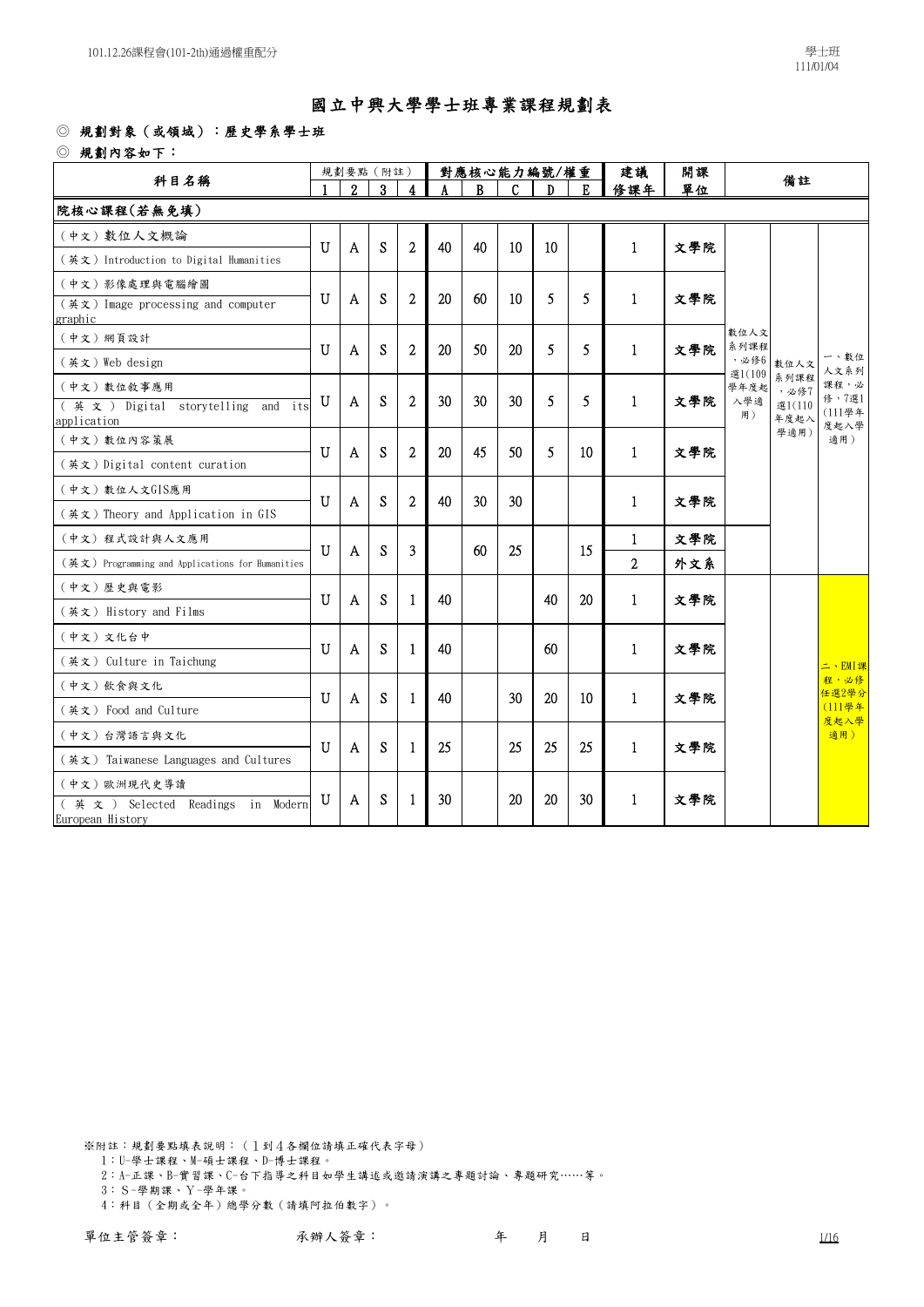# 國立中興大學學士班專業課程規劃表

◎ 規劃對象（或領域）：歷史學系學士班

◎ 規劃內容如下：

| 科目名稱 | 規劃要點（附註） | | | | 對應核心能力編號/權重 | | | | | 建議修課年 | 開課單位 | 備註 | | |
|---|---|---|---|---|---|---|---|---|---|---|---|---|---|---|
| | 1 | 2 | 3 | 4 | A | B | C | D | E | | | | | |
| **院核心課程(若無免填)** | | | | | | | | | | | | | | |
| （中文）數位人文概論<br>（英文）Introduction to Digital Humanities | U | A | S | 2 | 40 | 40 | 10 | 10 | | 1 | 文學院 | 數位人文系列課程，必修6選1(109學年度起入學適用) | 數位人文系列課程，必修7選1(110年度起入學適用) | 一、數位人文系列課程，必修，7選1(111學年度起入學適用) |
| （中文）影像處理與電腦繪圖<br>（英文）Image processing and computer graphic | U | A | S | 2 | 20 | 60 | 10 | 5 | 5 | 1 | 文學院 | | | |
| （中文）網頁設計<br>（英文）Web design | U | A | S | 2 | 20 | 50 | 20 | 5 | 5 | 1 | 文學院 | | | |
| （中文）數位敘事應用<br>（英文）Digital storytelling and its application | U | A | S | 2 | 30 | 30 | 30 | 5 | 5 | 1 | 文學院 | | | |
| （中文）數位內容策展<br>（英文）Digital content curation | U | A | S | 2 | 20 | 45 | 50 | 5 | 10 | 1 | 文學院 | | | |
| （中文）數位人文GIS應用<br>（英文）Theory and Application in GIS | U | A | S | 2 | 40 | 30 | 30 | | | 1 | 文學院 | | | |
| （中文）程式設計與人文應用<br>（英文）Programming and Applications for Humanities | U | A | S | 3 | | 60 | 25 | | 15 | 1<br>2 | 文學院<br>外文系 | | | |
| （中文）歷史與電影<br>（英文）History and Films | U | A | S | 1 | 40 | | | 40 | 20 | 1 | 文學院 | | | 二、EMI課程，必修任選2學分(111學年度起入學適用) |
| （中文）文化台中<br>（英文）Culture in Taichung | U | A | S | 1 | 40 | | | 60 | | 1 | 文學院 | | | |
| （中文）飲食與文化<br>（英文）Food and Culture | U | A | S | 1 | 40 | | 30 | 20 | 10 | 1 | 文學院 | | | |
| （中文）台灣語言與文化<br>（英文）Taiwanese Languages and Cultures | U | A | S | 1 | 25 | | 25 | 25 | 25 | 1 | 文學院 | | | |
| （中文）歐洲現代史導讀<br>（英文）Selected Readings in Modern European History | U | A | S | 1 | 30 | | 20 | 20 | 30 | 1 | 文學院 | | | |

※附註：規劃要點填表說明：（1到4各欄位請填正確代表字母）

1：U-學士課程、M-碩士課程、D-博士課程。

2：A-正課、B-實習課、C-台下指導之科目如學生講述或邀請演講之專題討論、專題研究……等。

3：S-學期課、Y-學年課。

4：科目（全期或全年）總學分數（請填阿拉伯數字）。

單位主管簽章：　　　　承辦人簽章：　　　　年　　月　　日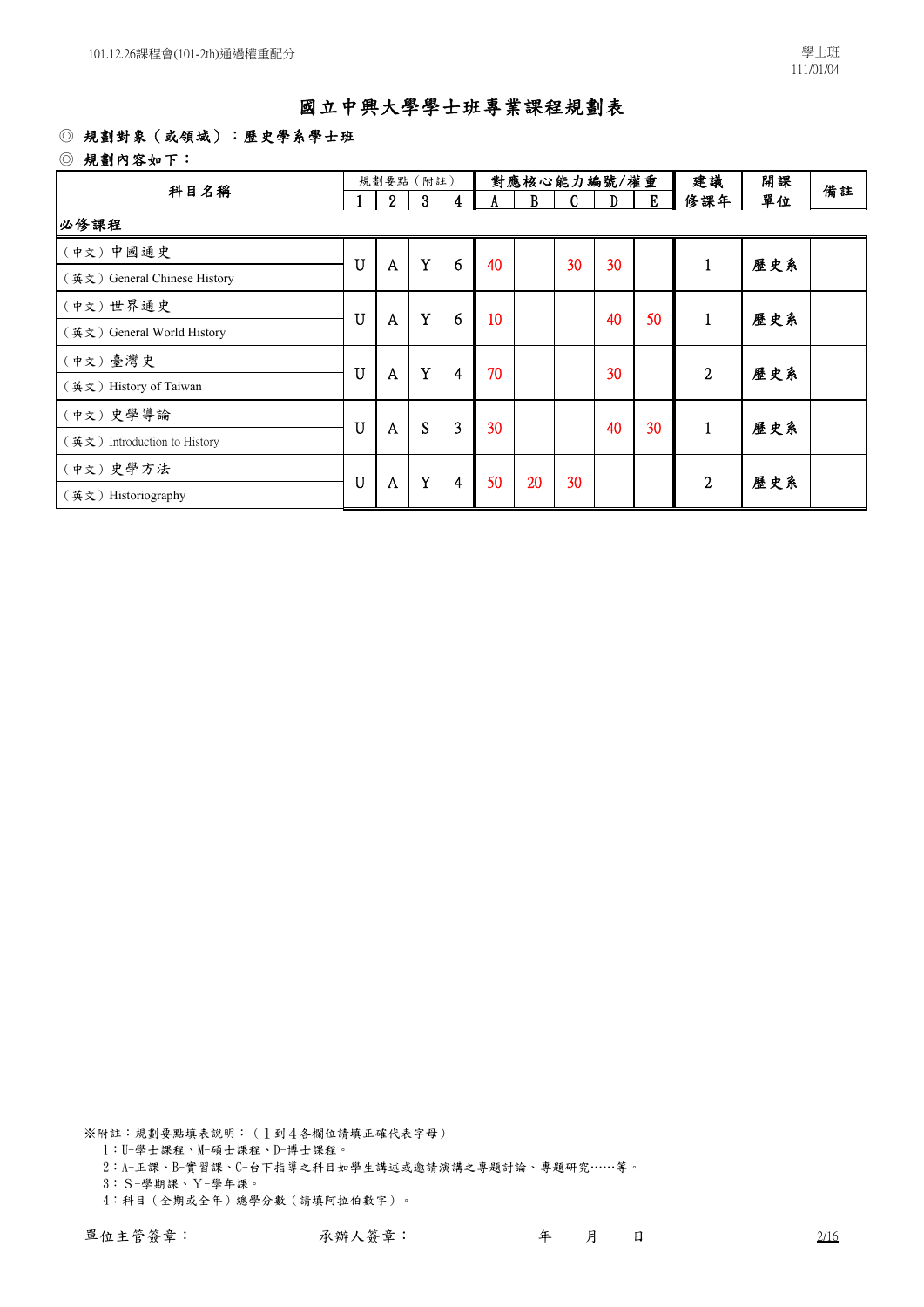# 國立中興大學學士班專業課程規劃表

◎ 規劃對象（或領域）：歷史學系學士班

◎ 規劃內容如下：

| 科目名稱 | 規劃要點（附註） | | | | 對應核心能力編號/權重 | | | | | 建議修課年 | 開課單位 | 備註 |
|---|---|---|---|---|---|---|---|---|---|---|---|---|
| | 1 | 2 | 3 | 4 | A | B | C | D | E | | | |
| **必修課程** | | | | | | | | | | | | |
| （中文）中國通史<br>（英文）General Chinese History | U | A | Y | 6 | 40 | | 30 | 30 | | 1 | 歷史系 | |
| （中文）世界通史<br>（英文）General World History | U | A | Y | 6 | 10 | | | 40 | 50 | 1 | 歷史系 | |
| （中文）臺灣史<br>（英文）History of Taiwan | U | A | Y | 4 | 70 | | | 30 | | 2 | 歷史系 | |
| （中文）史學導論<br>（英文）Introduction to History | U | A | S | 3 | 30 | | | 40 | 30 | 1 | 歷史系 | |
| （中文）史學方法<br>（英文）Historiography | U | A | Y | 4 | 50 | 20 | 30 | | | 2 | 歷史系 | |

※附註：規劃要點填表說明：（１到４各欄位請填正確代表字母）

1：U-學士課程、M-碩士課程、D-博士課程。

2：A-正課、B-實習課、C-台下指導之科目如學生講述或邀請演講之專題討論、專題研究……等。

3：S-學期課、Y-學年課。

4：科目（全期或全年）總學分數（請填阿拉伯數字）。

單位主管簽章：　　　　承辦人簽章：　　　　年　　月　　日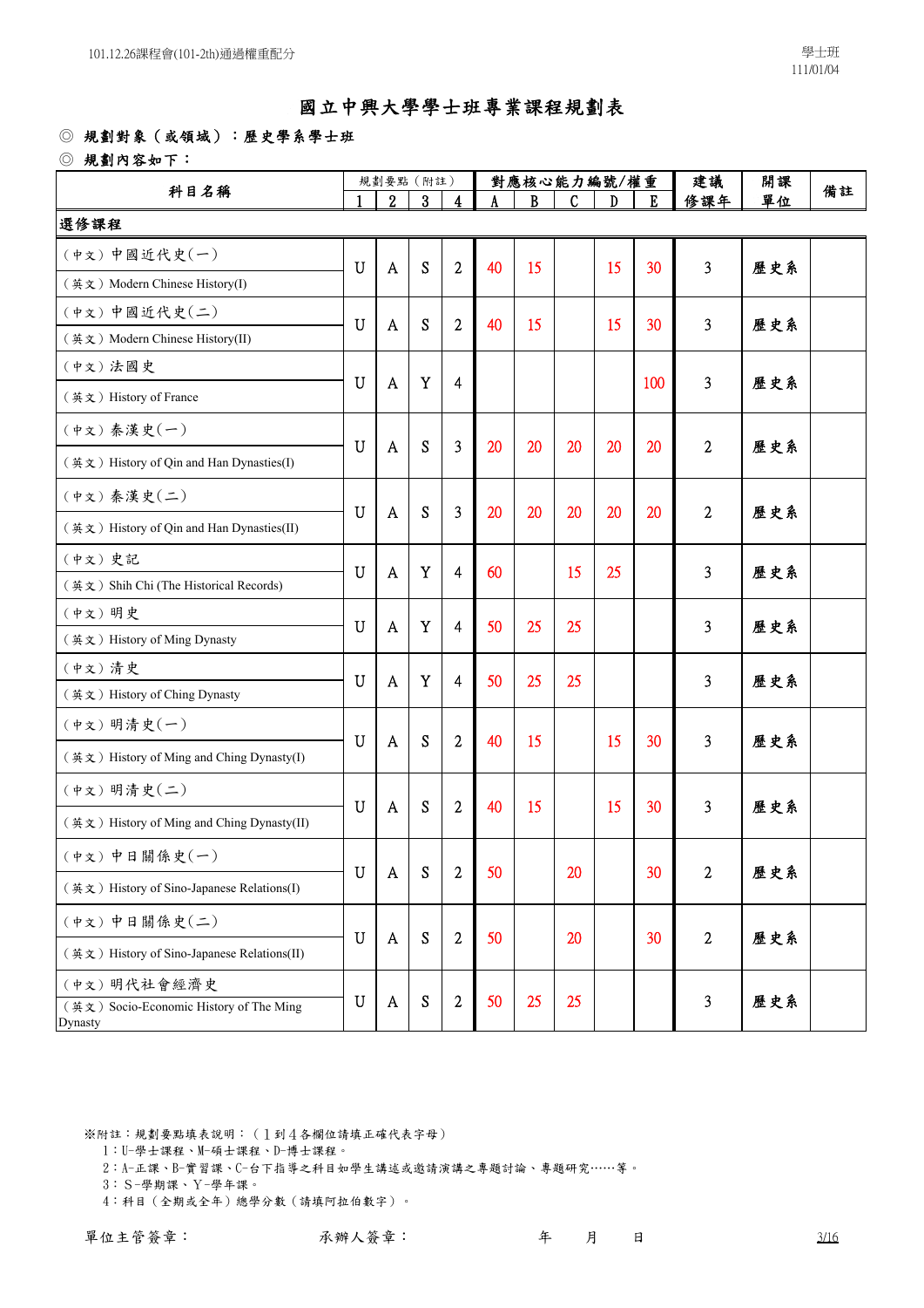101.12.26課程會(101-2th)通過權重配分

學士班
111/01/04

# 國立中興大學學士班專業課程規劃表

◎ 規劃對象（或領域）：歷史學系學士班

◎ 規劃內容如下：

| 科目名稱 | 規劃要點（附註） | | | | 對應核心能力編號/權重 | | | | | 建議修課年 | 開課單位 | 備註 |
|---|---|---|---|---|---|---|---|---|---|---|---|---|
| | 1 | 2 | 3 | 4 | A | B | C | D | E | | | |
| **選修課程** | | | | | | | | | | | | |
| （中文）中國近代史(一)<br>（英文）Modern Chinese History(I) | U | A | S | 2 | 40 | 15 | | 15 | 30 | 3 | 歷史系 | |
| （中文）中國近代史(二)<br>（英文）Modern Chinese History(II) | U | A | S | 2 | 40 | 15 | | 15 | 30 | 3 | 歷史系 | |
| （中文）法國史<br>（英文）History of France | U | A | Y | 4 | | | | | 100 | 3 | 歷史系 | |
| （中文）秦漢史(一)<br>（英文）History of Qin and Han Dynasties(I) | U | A | S | 3 | 20 | 20 | 20 | 20 | 20 | 2 | 歷史系 | |
| （中文）秦漢史(二)<br>（英文）History of Qin and Han Dynasties(II) | U | A | S | 3 | 20 | 20 | 20 | 20 | 20 | 2 | 歷史系 | |
| （中文）史記<br>（英文）Shih Chi (The Historical Records) | U | A | Y | 4 | 60 | | 15 | 25 | | 3 | 歷史系 | |
| （中文）明史<br>（英文）History of Ming Dynasty | U | A | Y | 4 | 50 | 25 | 25 | | | 3 | 歷史系 | |
| （中文）清史<br>（英文）History of Ching Dynasty | U | A | Y | 4 | 50 | 25 | 25 | | | 3 | 歷史系 | |
| （中文）明清史(一)<br>（英文）History of Ming and Ching Dynasty(I) | U | A | S | 2 | 40 | 15 | | 15 | 30 | 3 | 歷史系 | |
| （中文）明清史(二)<br>（英文）History of Ming and Ching Dynasty(II) | U | A | S | 2 | 40 | 15 | | 15 | 30 | 3 | 歷史系 | |
| （中文）中日關係史(一)<br>（英文）History of Sino-Japanese Relations(I) | U | A | S | 2 | 50 | | 20 | | 30 | 2 | 歷史系 | |
| （中文）中日關係史(二)<br>（英文）History of Sino-Japanese Relations(II) | U | A | S | 2 | 50 | | 20 | | 30 | 2 | 歷史系 | |
| （中文）明代社會經濟史<br>（英文）Socio-Economic History of The Ming Dynasty | U | A | S | 2 | 50 | 25 | 25 | | | 3 | 歷史系 | |

※附註：規劃要點填表說明：（1到4各欄位請填正確代表字母）

1：U-學士課程、M-碩士課程、D-博士課程。

2：A-正課、B-實習課、C-台下指導之科目如學生講述或邀請演講之專題討論、專題研究……等。

3：S-學期課、Y-學年課。

4：科目（全期或全年）總學分數（請填阿拉伯數字）。

單位主管簽章：　　　　承辦人簽章：　　　　年　　月　　日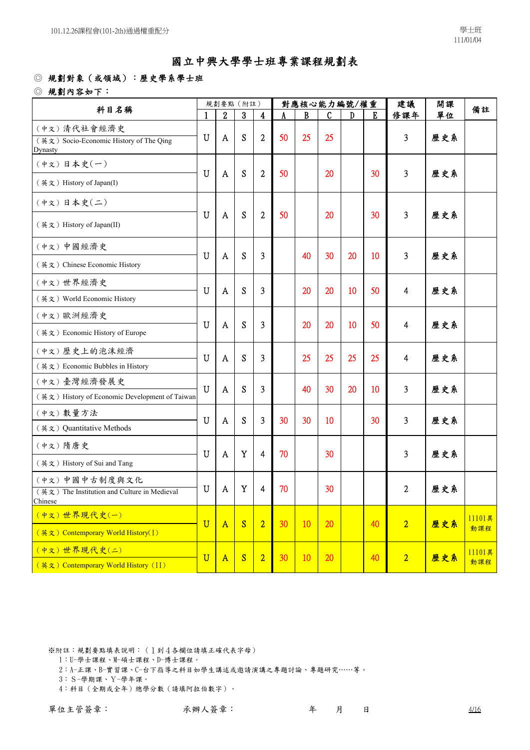101.12.26課程會(101-2th)通過權重配分

學士班
111/01/04

# 國立中興大學學士班專業課程規劃表

◎ 規劃對象（或領域）：歷史學系學士班

◎ 規劃內容如下：

| 科目名稱 | 規劃要點（附註） | | | | 對應核心能力編號/權重 | | | | | 建議修課年 | 開課單位 | 備註 |
|---|---|---|---|---|---|---|---|---|---|---|---|---|
| | 1 | 2 | 3 | 4 | A | B | C | D | E | | | |
| （中文）清代社會經濟史<br>（英文）Socio-Economic History of The Qing Dynasty | U | A | S | 2 | 50 | 25 | 25 | | | 3 | 歷史系 | |
| （中文）日本史(一)<br>（英文）History of Japan(I) | U | A | S | 2 | 50 | | 20 | | 30 | 3 | 歷史系 | |
| （中文）日本史(二)<br>（英文）History of Japan(II) | U | A | S | 2 | 50 | | 20 | | 30 | 3 | 歷史系 | |
| （中文）中國經濟史<br>（英文）Chinese Economic History | U | A | S | 3 | | 40 | 30 | 20 | 10 | 3 | 歷史系 | |
| （中文）世界經濟史<br>（英文）World Economic History | U | A | S | 3 | | 20 | 20 | 10 | 50 | 4 | 歷史系 | |
| （中文）歐洲經濟史<br>（英文）Economic History of Europe | U | A | S | 3 | | 20 | 20 | 10 | 50 | 4 | 歷史系 | |
| （中文）歷史上的泡沫經濟<br>（英文）Economic Bubbles in History | U | A | S | 3 | | 25 | 25 | 25 | 25 | 4 | 歷史系 | |
| （中文）臺灣經濟發展史<br>（英文）History of Economic Development of Taiwan | U | A | S | 3 | | 40 | 30 | 20 | 10 | 3 | 歷史系 | |
| （中文）數量方法<br>（英文）Quantitative Methods | U | A | S | 3 | 30 | 30 | 10 | | 30 | 3 | 歷史系 | |
| （中文）隋唐史<br>（英文）History of Sui and Tang | U | A | Y | 4 | 70 | | 30 | | | 3 | 歷史系 | |
| （中文）中國中古制度與文化<br>（英文）The Institution and Culture in Medieval Chinese | U | A | Y | 4 | 70 | | 30 | | | 2 | 歷史系 | |
| （中文）世界現代史(一)<br>（英文）Contemporary World History(Ｉ) | U | A | S | 2 | 30 | 10 | 20 | | 40 | 2 | 歷史系 | 11101異動課程 |
| （中文）世界現代史(二)<br>（英文）Contemporary World History（II） | U | A | S | 2 | 30 | 10 | 20 | | 40 | 2 | 歷史系 | 11101異動課程 |

※附註：規劃要點填表說明：（1到4各欄位請填正確代表字母）

1：U-學士課程、M-碩士課程、D-博士課程。

2：A-正課、B-實習課、C-台下指導之科目如學生講述或邀請演講之專題討論、專題研究……等。

3：S-學期課、Y-學年課。

4：科目（全期或全年）總學分數（請填阿拉伯數字）。

單位主管簽章：　　　　承辦人簽章：　　　　年　　月　　日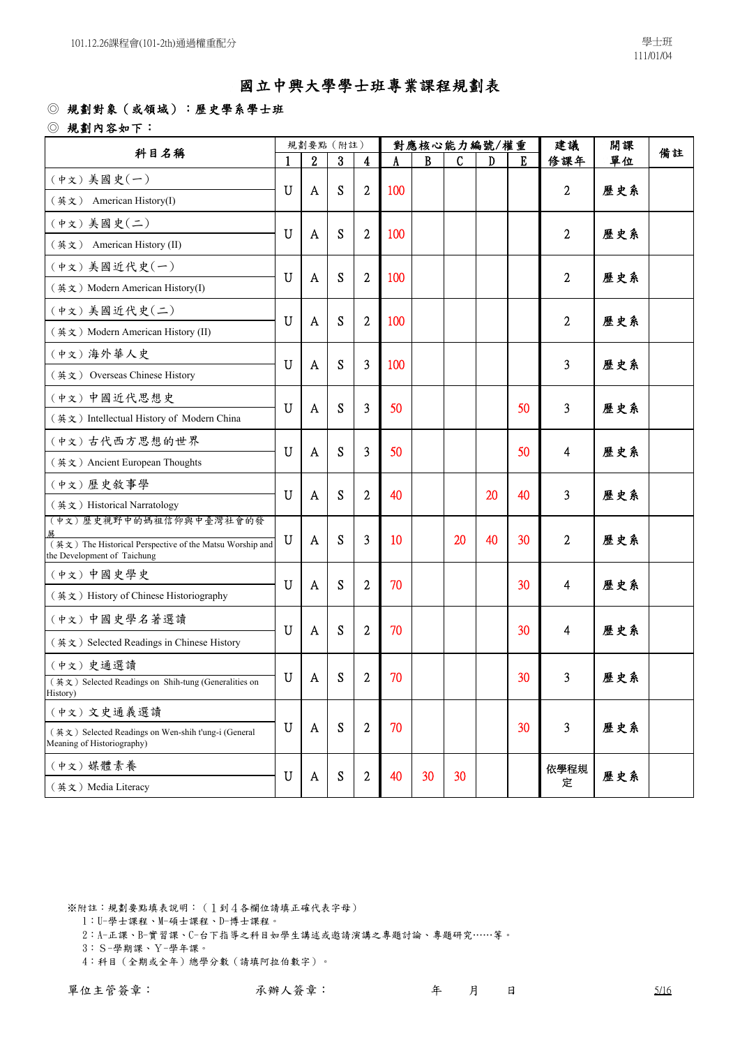# 國立中興大學學士班專業課程規劃表

◎ 規劃對象（或領域）：歷史學系學士班

◎ 規劃內容如下：

| 科目名稱 | 規劃要點（附註） | | | | 對應核心能力編號/權重 | | | | | 建議修課年 | 開課單位 | 備註 |
|---|---|---|---|---|---|---|---|---|---|---|---|---|
| | 1 | 2 | 3 | 4 | A | B | C | D | E | | | |
| （中文）美國史(一)<br>（英文） American History(I) | U | A | S | 2 | 100 | | | | | 2 | 歷史系 | |
| （中文）美國史(二)<br>（英文） American History (II) | U | A | S | 2 | 100 | | | | | 2 | 歷史系 | |
| （中文）美國近代史(一)<br>（英文）Modern American History(I) | U | A | S | 2 | 100 | | | | | 2 | 歷史系 | |
| （中文）美國近代史(二)<br>（英文）Modern American History (II) | U | A | S | 2 | 100 | | | | | 2 | 歷史系 | |
| （中文）海外華人史<br>（英文） Overseas Chinese History | U | A | S | 3 | 100 | | | | | 3 | 歷史系 | |
| （中文）中國近代思想史<br>（英文）Intellectual History of Modern China | U | A | S | 3 | 50 | | | | 50 | 3 | 歷史系 | |
| （中文）古代西方思想的世界<br>（英文）Ancient European Thoughts | U | A | S | 3 | 50 | | | | 50 | 4 | 歷史系 | |
| （中文）歷史敘事學<br>（英文）Historical Narratology | U | A | S | 2 | 40 | | | 20 | 40 | 3 | 歷史系 | |
| （中文）歷史視野中的媽祖信仰與中臺灣社會的發展<br>（英文）The Historical Perspective of the Matsu Worship and the Development of Taichung | U | A | S | 3 | 10 | | 20 | 40 | 30 | 2 | 歷史系 | |
| （中文）中國史學史<br>（英文）History of Chinese Historiography | U | A | S | 2 | 70 | | | | 30 | 4 | 歷史系 | |
| （中文）中國史學名著選讀<br>（英文）Selected Readings in Chinese History | U | A | S | 2 | 70 | | | | 30 | 4 | 歷史系 | |
| （中文）史通選讀<br>（英文）Selected Readings on Shih-tung (Generalities on History) | U | A | S | 2 | 70 | | | | 30 | 3 | 歷史系 | |
| （中文）文史通義選讀<br>（英文）Selected Readings on Wen-shih t'ung-i (General Meaning of Historiography) | U | A | S | 2 | 70 | | | | 30 | 3 | 歷史系 | |
| （中文）媒體素養<br>（英文）Media Literacy | U | A | S | 2 | 40 | 30 | 30 | | | 依學程規定 | 歷史系 | |

※附註：規劃要點填表說明：（1到4各欄位請填正確代表字母）

1：U-學士課程、M-碩士課程、D-博士課程。

2：A-正課、B-實習課、C-台下指導之科目如學生講述或邀請演講之專題討論、專題研究……等。

3：S-學期課、Y-學年課。

4：科目（全期或全年）總學分數（請填阿拉伯數字）。

單位主管簽章： 承辦人簽章： 年 月 日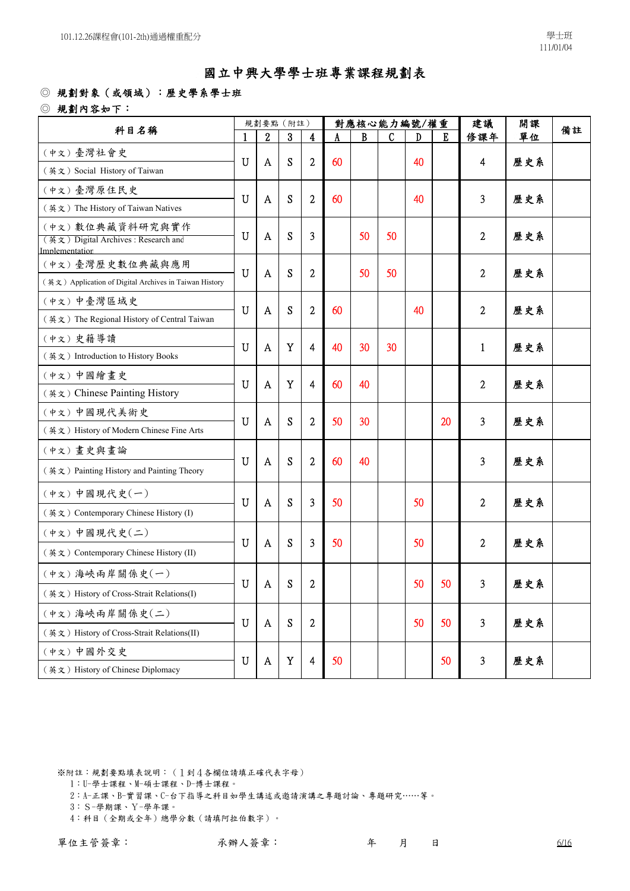# 國立中興大學學士班專業課程規劃表

◎ 規劃對象（或領域）：歷史學系學士班

◎ 規劃內容如下：

| 科目名稱 | 規劃要點（附註） | | | | 對應核心能力編號/權重 | | | | | 建議修課年 | 開課單位 | 備註 |
|---|---|---|---|---|---|---|---|---|---|---|---|---|
| | 1 | 2 | 3 | 4 | A | B | C | D | E | | | |
| （中文）臺灣社會史<br>（英文）Social History of Taiwan | U | A | S | 2 | 60 | | | 40 | | 4 | 歷史系 | |
| （中文）臺灣原住民史<br>（英文）The History of Taiwan Natives | U | A | S | 2 | 60 | | | 40 | | 3 | 歷史系 | |
| （中文）數位典藏資料研究與實作<br>（英文）Digital Archives : Research and Implementation | U | A | S | 3 | | 50 | 50 | | | 2 | 歷史系 | |
| （中文）臺灣歷史數位典藏與應用<br>（英文）Application of Digital Archives in Taiwan History | U | A | S | 2 | | 50 | 50 | | | 2 | 歷史系 | |
| （中文）中臺灣區域史<br>（英文）The Regional History of Central Taiwan | U | A | S | 2 | 60 | | | 40 | | 2 | 歷史系 | |
| （中文）史籍導讀<br>（英文）Introduction to History Books | U | A | Y | 4 | 40 | 30 | 30 | | | 1 | 歷史系 | |
| （中文）中國繪畫史<br>（英文）Chinese Painting History | U | A | Y | 4 | 60 | 40 | | | | 2 | 歷史系 | |
| （中文）中國現代美術史<br>（英文）History of Modern Chinese Fine Arts | U | A | S | 2 | 50 | 30 | | | 20 | 3 | 歷史系 | |
| （中文）畫史與畫論<br>（英文）Painting History and Painting Theory | U | A | S | 2 | 60 | 40 | | | | 3 | 歷史系 | |
| （中文）中國現代史(一)<br>（英文）Contemporary Chinese History (I) | U | A | S | 3 | 50 | | | 50 | | 2 | 歷史系 | |
| （中文）中國現代史(二)<br>（英文）Contemporary Chinese History (II) | U | A | S | 3 | 50 | | | 50 | | 2 | 歷史系 | |
| （中文）海峽兩岸關係史(一)<br>（英文）History of Cross-Strait Relations(I) | U | A | S | 2 | | | | 50 | 50 | 3 | 歷史系 | |
| （中文）海峽兩岸關係史(二)<br>（英文）History of Cross-Strait Relations(II) | U | A | S | 2 | | | | 50 | 50 | 3 | 歷史系 | |
| （中文）中國外交史<br>（英文）History of Chinese Diplomacy | U | A | Y | 4 | 50 | | | | 50 | 3 | 歷史系 | |

※附註：規劃要點填表說明：（1到4各欄位請填正確代表字母）

1：U-學士課程、M-碩士課程、D-博士課程。

2：A-正課、B-實習課、C-台下指導之科目如學生講述或邀請演講之專題討論、專題研究……等。

3：S-學期課、Y-學年課。

4：科目（全期或全年）總學分數（請填阿拉伯數字）。

單位主管簽章：　　　　承辦人簽章：　　　　年　　月　　日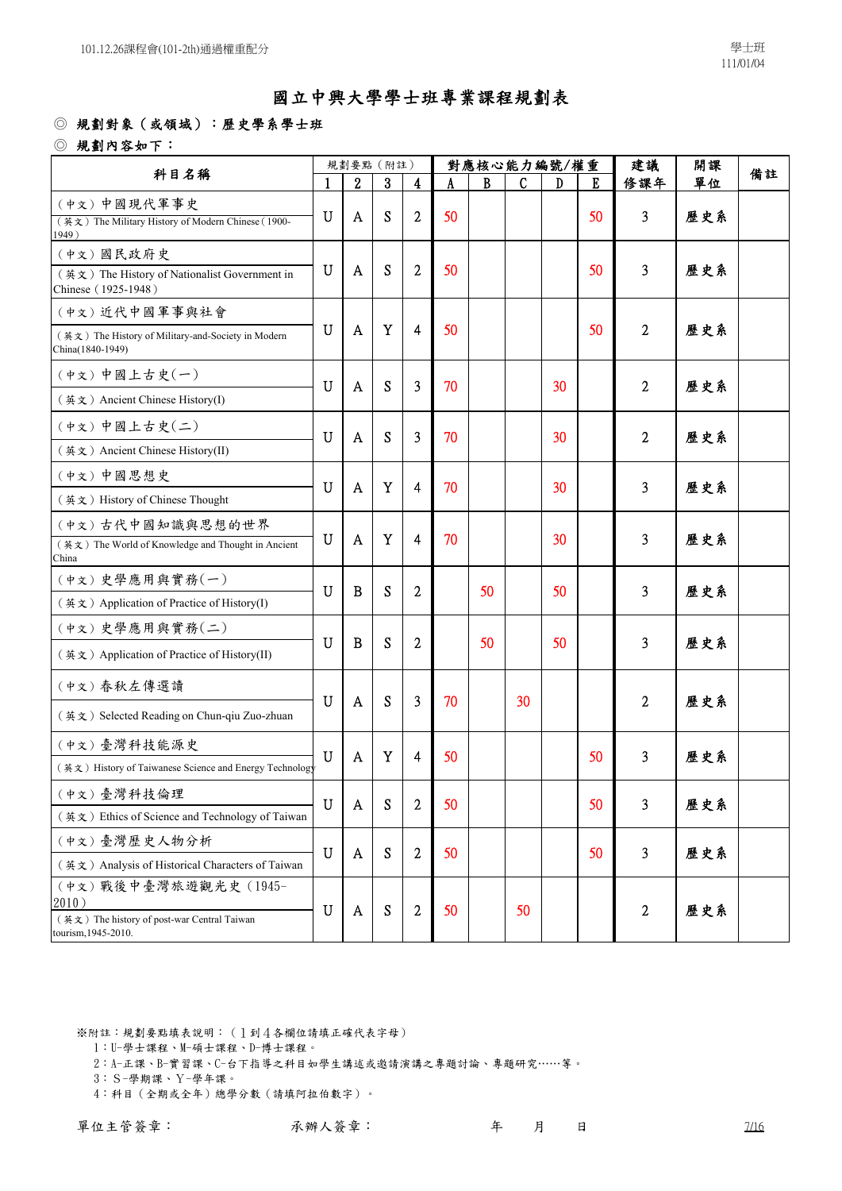# 國立中興大學學士班專業課程規劃表

◎ 規劃對象（或領域）：歷史學系學士班

◎ 規劃內容如下：

| 科目名稱 | 規劃要點（附註） | | | | 對應核心能力編號/權重 | | | | | 建議修課年 | 開課單位 | 備註 |
|---|---|---|---|---|---|---|---|---|---|---|---|---|
| | 1 | 2 | 3 | 4 | A | B | C | D | E | | | |
| （中文）中國現代軍事史<br>（英文）The Military History of Modern Chinese (1900-1949) | U | A | S | 2 | 50 | | | | 50 | 3 | 歷史系 | |
| （中文）國民政府史<br>（英文）The History of Nationalist Government in Chinese (1925-1948) | U | A | S | 2 | 50 | | | | 50 | 3 | 歷史系 | |
| （中文）近代中國軍事與社會<br>（英文）The History of Military-and-Society in Modern China(1840-1949) | U | A | Y | 4 | 50 | | | | 50 | 2 | 歷史系 | |
| （中文）中國上古史(一)<br>（英文）Ancient Chinese History(I) | U | A | S | 3 | 70 | | | 30 | | 2 | 歷史系 | |
| （中文）中國上古史(二)<br>（英文）Ancient Chinese History(II) | U | A | S | 3 | 70 | | | 30 | | 2 | 歷史系 | |
| （中文）中國思想史<br>（英文）History of Chinese Thought | U | A | Y | 4 | 70 | | | 30 | | 3 | 歷史系 | |
| （中文）古代中國知識與思想的世界<br>（英文）The World of Knowledge and Thought in Ancient China | U | A | Y | 4 | 70 | | | 30 | | 3 | 歷史系 | |
| （中文）史學應用與實務(一)<br>（英文）Application of Practice of History(I) | U | B | S | 2 | | 50 | | 50 | | 3 | 歷史系 | |
| （中文）史學應用與實務(二)<br>（英文）Application of Practice of History(II) | U | B | S | 2 | | 50 | | 50 | | 3 | 歷史系 | |
| （中文）春秋左傳選讀<br>（英文）Selected Reading on Chun-qiu Zuo-zhuan | U | A | S | 3 | 70 | | 30 | | | 2 | 歷史系 | |
| （中文）臺灣科技能源史<br>（英文）History of Taiwanese Science and Energy Technology | U | A | Y | 4 | 50 | | | | 50 | 3 | 歷史系 | |
| （中文）臺灣科技倫理<br>（英文）Ethics of Science and Technology of Taiwan | U | A | S | 2 | 50 | | | | 50 | 3 | 歷史系 | |
| （中文）臺灣歷史人物分析<br>（英文）Analysis of Historical Characters of Taiwan | U | A | S | 2 | 50 | | | | 50 | 3 | 歷史系 | |
| （中文）戰後中臺灣旅遊觀光史（1945-2010）<br>（英文）The history of post-war Central Taiwan tourism,1945-2010. | U | A | S | 2 | 50 | | 50 | | | 2 | 歷史系 | |

※附註：規劃要點填表說明：（1到4各欄位請填正確代表字母）

1：U-學士課程、M-碩士課程、D-博士課程。

2：A-正課、B-實習課、C-台下指導之科目如學生講述或邀請演講之專題討論、專題研究……等。

3：S-學期課、Y-學年課。

4：科目（全期或全年）總學分數（請填阿拉伯數字）。

單位主管簽章：　　　　承辦人簽章：　　　　年　　月　　日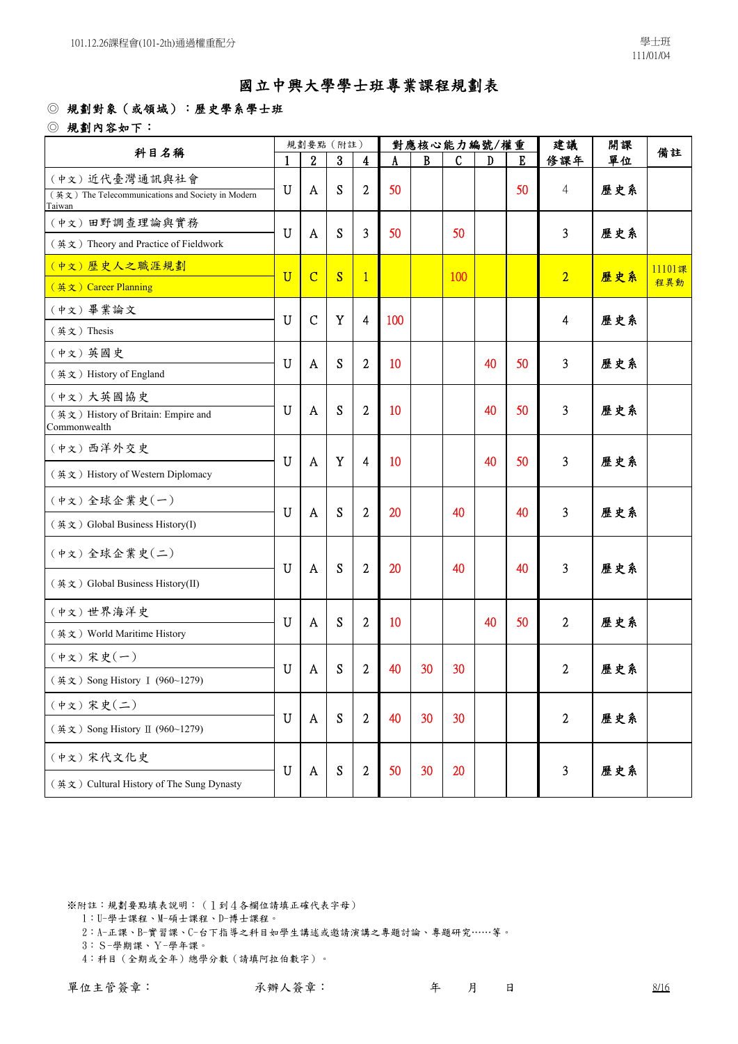# 國立中興大學學士班專業課程規劃表

◎ 規劃對象（或領域）：歷史學系學士班

◎ 規劃內容如下：

| 科目名稱 | 規劃要點（附註） | | | | 對應核心能力編號/權重 | | | | | 建議修課年 | 開課單位 | 備註 |
|---|---|---|---|---|---|---|---|---|---|---|---|---|
| | 1 | 2 | 3 | 4 | A | B | C | D | E | | | |
| （中文）近代臺灣通訊與社會<br>（英文）The Telecommunications and Society in Modern Taiwan | U | A | S | 2 | 50 | | | | 50 | 4 | 歷史系 | |
| （中文）田野調查理論與實務<br>（英文）Theory and Practice of Fieldwork | U | A | S | 3 | 50 | | 50 | | | 3 | 歷史系 | |
| （中文）歷史人之職涯規劃<br>（英文）Career Planning | U | C | S | 1 | | | 100 | | | 2 | 歷史系 | 11101課程異動 |
| （中文）畢業論文<br>（英文）Thesis | U | C | Y | 4 | 100 | | | | | 4 | 歷史系 | |
| （中文）英國史<br>（英文）History of England | U | A | S | 2 | 10 | | | 40 | 50 | 3 | 歷史系 | |
| （中文）大英國協史<br>（英文）History of Britain: Empire and Commonwealth | U | A | S | 2 | 10 | | | 40 | 50 | 3 | 歷史系 | |
| （中文）西洋外交史<br>（英文）History of Western Diplomacy | U | A | Y | 4 | 10 | | | 40 | 50 | 3 | 歷史系 | |
| （中文）全球企業史(一)<br>（英文）Global Business History(I) | U | A | S | 2 | 20 | | 40 | | 40 | 3 | 歷史系 | |
| （中文）全球企業史(二)<br>（英文）Global Business History(II) | U | A | S | 2 | 20 | | 40 | | 40 | 3 | 歷史系 | |
| （中文）世界海洋史<br>（英文）World Maritime History | U | A | S | 2 | 10 | | | 40 | 50 | 2 | 歷史系 | |
| （中文）宋史(一)<br>（英文）Song History Ⅰ (960~1279) | U | A | S | 2 | 40 | 30 | 30 | | | 2 | 歷史系 | |
| （中文）宋史(二)<br>（英文）Song History Ⅱ (960~1279) | U | A | S | 2 | 40 | 30 | 30 | | | 2 | 歷史系 | |
| （中文）宋代文化史<br>（英文）Cultural History of The Sung Dynasty | U | A | S | 2 | 50 | 30 | 20 | | | 3 | 歷史系 | |

※附註：規劃要點填表說明：（1到4各欄位請填正確代表字母）
1：U-學士課程、M-碩士課程、D-博士課程。
2：A-正課、B-實習課、C-台下指導之科目如學生講述或邀請演講之專題討論、專題研究……等。
3：S-學期課、Y-學年課。
4：科目（全期或全年）總學分數（請填阿拉伯數字）。

單位主管簽章： 承辦人簽章： 年 月 日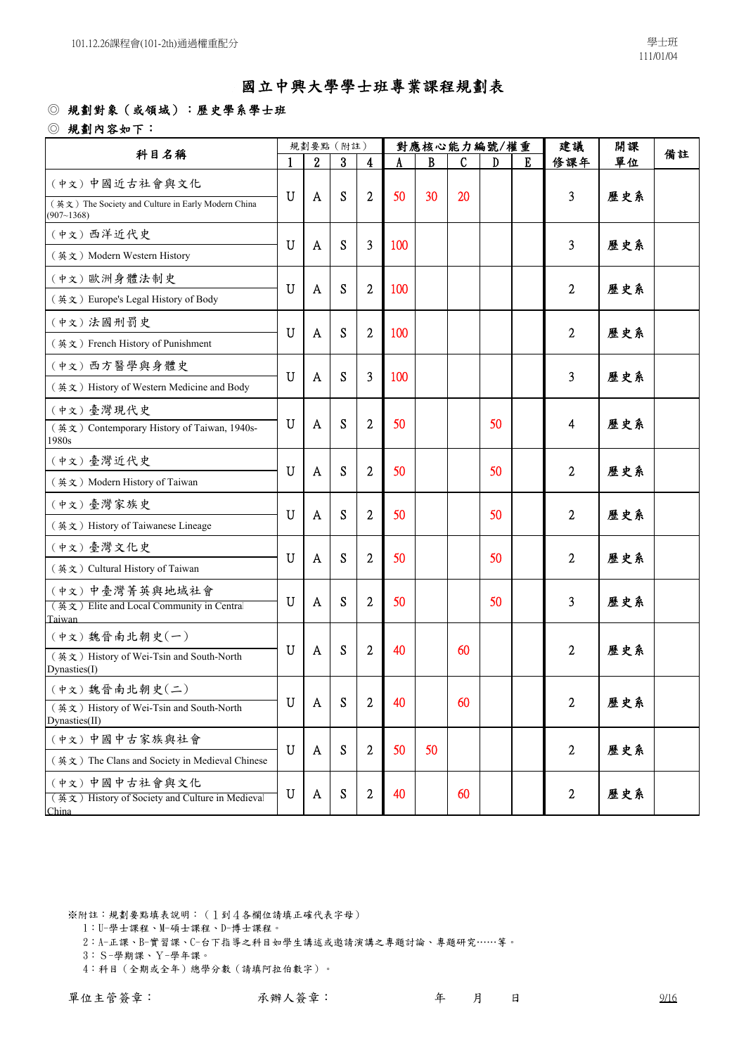# 國立中興大學學士班專業課程規劃表

◎ 規劃對象（或領域）：歷史學系學士班

◎ 規劃內容如下：

| 科目名稱 | 規劃要點（附註） | | | | 對應核心能力編號/權重 | | | | | 建議修課年 | 開課單位 | 備註 |
|---|---|---|---|---|---|---|---|---|---|---|---|---|
| | 1 | 2 | 3 | 4 | A | B | C | D | E | | | |
| （中文）中國近古社會與文化<br>（英文）The Society and Culture in Early Modern China (907~1368) | U | A | S | 2 | 50 | 30 | 20 | | | 3 | 歷史系 | |
| （中文）西洋近代史<br>（英文）Modern Western History | U | A | S | 3 | 100 | | | | | 3 | 歷史系 | |
| （中文）歐洲身體法制史<br>（英文）Europe's Legal History of Body | U | A | S | 2 | 100 | | | | | 2 | 歷史系 | |
| （中文）法國刑罰史<br>（英文）French History of Punishment | U | A | S | 2 | 100 | | | | | 2 | 歷史系 | |
| （中文）西方醫學與身體史<br>（英文）History of Western Medicine and Body | U | A | S | 3 | 100 | | | | | 3 | 歷史系 | |
| （中文）臺灣現代史<br>（英文）Contemporary History of Taiwan, 1940s-1980s | U | A | S | 2 | 50 | | | 50 | | 4 | 歷史系 | |
| （中文）臺灣近代史<br>（英文）Modern History of Taiwan | U | A | S | 2 | 50 | | | 50 | | 2 | 歷史系 | |
| （中文）臺灣家族史<br>（英文）History of Taiwanese Lineage | U | A | S | 2 | 50 | | | 50 | | 2 | 歷史系 | |
| （中文）臺灣文化史<br>（英文）Cultural History of Taiwan | U | A | S | 2 | 50 | | | 50 | | 2 | 歷史系 | |
| （中文）中臺灣菁英與地域社會<br>（英文）Elite and Local Community in Central Taiwan | U | A | S | 2 | 50 | | | 50 | | 3 | 歷史系 | |
| （中文）魏晉南北朝史(一)<br>（英文）History of Wei-Tsin and South-North Dynasties(I) | U | A | S | 2 | 40 | | 60 | | | 2 | 歷史系 | |
| （中文）魏晉南北朝史(二)<br>（英文）History of Wei-Tsin and South-North Dynasties(II) | U | A | S | 2 | 40 | | 60 | | | 2 | 歷史系 | |
| （中文）中國中古家族與社會<br>（英文）The Clans and Society in Medieval Chinese | U | A | S | 2 | 50 | 50 | | | | 2 | 歷史系 | |
| （中文）中國中古社會與文化<br>（英文）History of Society and Culture in Medieval China | U | A | S | 2 | 40 | | 60 | | | 2 | 歷史系 | |

※附註：規劃要點填表說明：（1到4各欄位請填正確代表字母）

1：U-學士課程、M-碩士課程、D-博士課程。

2：A-正課、B-實習課、C-台下指導之科目如學生講述或邀請演講之專題討論、專題研究……等。

3：S-學期課、Y-學年課。

4：科目（全期或全年）總學分數（請填阿拉伯數字）。

單位主管簽章：　　　　　承辦人簽章：　　　　　年　　月　　日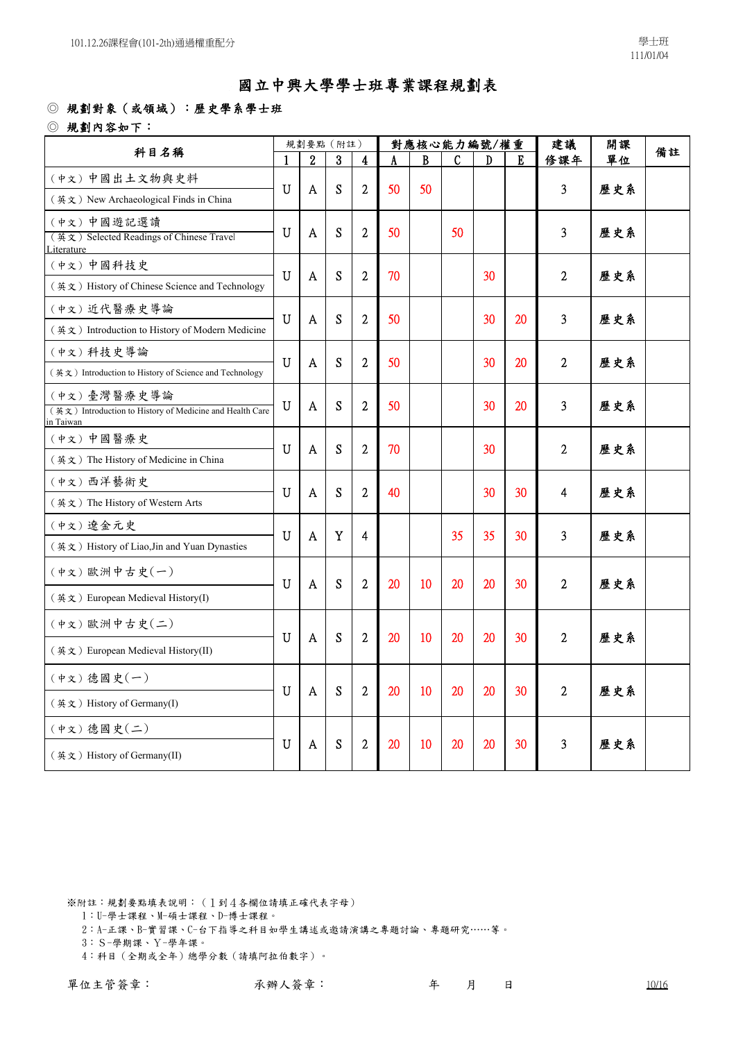# 國立中興大學學士班專業課程規劃表

◎ 規劃對象（或領域）：歷史學系學士班

◎ 規劃內容如下：

| 科目名稱 | 規劃要點（附註） | | | | 對應核心能力編號/權重 | | | | | 建議修課年 | 開課單位 | 備註 |
|---|---|---|---|---|---|---|---|---|---|---|---|---|
| | 1 | 2 | 3 | 4 | A | B | C | D | E | | | |
| （中文）中國出土文物與史料<br>（英文）New Archaeological Finds in China | U | A | S | 2 | 50 | 50 | | | | 3 | 歷史系 | |
| （中文）中國遊記選讀<br>（英文）Selected Readings of Chinese Travel Literature | U | A | S | 2 | 50 | | 50 | | | 3 | 歷史系 | |
| （中文）中國科技史<br>（英文）History of Chinese Science and Technology | U | A | S | 2 | 70 | | | 30 | | 2 | 歷史系 | |
| （中文）近代醫療史導論<br>（英文）Introduction to History of Modern Medicine | U | A | S | 2 | 50 | | | 30 | 20 | 3 | 歷史系 | |
| （中文）科技史導論<br>（英文）Introduction to History of Science and Technology | U | A | S | 2 | 50 | | | 30 | 20 | 2 | 歷史系 | |
| （中文）臺灣醫療史導論<br>（英文）Introduction to History of Medicine and Health Care in Taiwan | U | A | S | 2 | 50 | | | 30 | 20 | 3 | 歷史系 | |
| （中文）中國醫療史<br>（英文）The History of Medicine in China | U | A | S | 2 | 70 | | | 30 | | 2 | 歷史系 | |
| （中文）西洋藝術史<br>（英文）The History of Western Arts | U | A | S | 2 | 40 | | | 30 | 30 | 4 | 歷史系 | |
| （中文）遼金元史<br>（英文）History of Liao,Jin and Yuan Dynasties | U | A | Y | 4 | | | 35 | 35 | 30 | 3 | 歷史系 | |
| （中文）歐洲中古史(一)<br>（英文）European Medieval History(I) | U | A | S | 2 | 20 | 10 | 20 | 20 | 30 | 2 | 歷史系 | |
| （中文）歐洲中古史(二)<br>（英文）European Medieval History(II) | U | A | S | 2 | 20 | 10 | 20 | 20 | 30 | 2 | 歷史系 | |
| （中文）德國史(一)<br>（英文）History of Germany(I) | U | A | S | 2 | 20 | 10 | 20 | 20 | 30 | 2 | 歷史系 | |
| （中文）德國史(二)<br>（英文）History of Germany(II) | U | A | S | 2 | 20 | 10 | 20 | 20 | 30 | 3 | 歷史系 | |

※附註：規劃要點填表說明：（1到4各欄位請填正確代表字母）

1：U-學士課程、M-碩士課程、D-博士課程。

2：A-正課、B-實習課、C-台下指導之科目如學生講述或邀請演講之專題討論、專題研究……等。

3：S-學期課、Y-學年課。

4：科目（全期或全年）總學分數（請填阿拉伯數字）。

單位主管簽章：　　　　承辦人簽章：　　　　年　　月　　日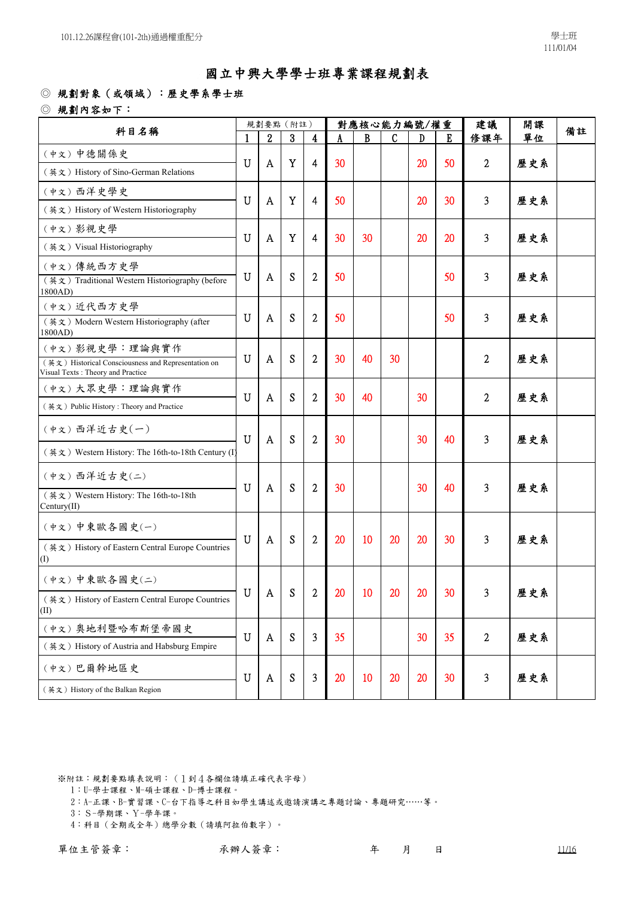# 國立中興大學學士班專業課程規劃表

◎ 規劃對象（或領域）：歷史學系學士班

◎ 規劃內容如下：

| 科目名稱 | 規劃要點（附註） | | | | 對應核心能力編號/權重 | | | | | 建議修課年 | 開課單位 | 備註 |
|---|---|---|---|---|---|---|---|---|---|---|---|---|
| | 1 | 2 | 3 | 4 | A | B | C | D | E | | | |
| （中文）中德關係史<br>（英文）History of Sino-German Relations | U | A | Y | 4 | 30 | | | 20 | 50 | 2 | 歷史系 | |
| （中文）西洋史學史<br>（英文）History of Western Historiography | U | A | Y | 4 | 50 | | | 20 | 30 | 3 | 歷史系 | |
| （中文）影視史學<br>（英文）Visual Historiography | U | A | Y | 4 | 30 | 30 | | 20 | 20 | 3 | 歷史系 | |
| （中文）傳統西方史學<br>（英文）Traditional Western Historiography (before 1800AD) | U | A | S | 2 | 50 | | | | 50 | 3 | 歷史系 | |
| （中文）近代西方史學<br>（英文）Modern Western Historiography (after 1800AD) | U | A | S | 2 | 50 | | | | 50 | 3 | 歷史系 | |
| （中文）影視史學：理論與實作<br>（英文）Historical Consciousness and Representation on Visual Texts : Theory and Practice | U | A | S | 2 | 30 | 40 | 30 | | | 2 | 歷史系 | |
| （中文）大眾史學：理論與實作<br>（英文）Public History : Theory and Practice | U | A | S | 2 | 30 | 40 | | 30 | | 2 | 歷史系 | |
| （中文）西洋近古史(一)<br>（英文）Western History: The 16th-to-18th Century (I) | U | A | S | 2 | 30 | | | 30 | 40 | 3 | 歷史系 | |
| （中文）西洋近古史(二)<br>（英文）Western History: The 16th-to-18th Century(II) | U | A | S | 2 | 30 | | | 30 | 40 | 3 | 歷史系 | |
| （中文）中東歐各國史(一)<br>（英文）History of Eastern Central Europe Countries (I) | U | A | S | 2 | 20 | 10 | 20 | 20 | 30 | 3 | 歷史系 | |
| （中文）中東歐各國史(二)<br>（英文）History of Eastern Central Europe Countries (II) | U | A | S | 2 | 20 | 10 | 20 | 20 | 30 | 3 | 歷史系 | |
| （中文）奧地利暨哈布斯堡帝國史<br>（英文）History of Austria and Habsburg Empire | U | A | S | 3 | 35 | | | 30 | 35 | 2 | 歷史系 | |
| （中文）巴爾幹地區史<br>（英文）History of the Balkan Region | U | A | S | 3 | 20 | 10 | 20 | 20 | 30 | 3 | 歷史系 | |

※附註：規劃要點填表說明：（1到4各欄位請填正確代表字母）

1：U-學士課程、M-碩士課程、D-博士課程。

2：A-正課、B-實習課、C-台下指導之科目如學生講述或邀請演講之專題討論、專題研究……等。

3：S-學期課、Y-學年課。

4：科目（全期或全年）總學分數（請填阿拉伯數字）。

單位主管簽章：　　　　承辦人簽章：　　　　年　　月　　日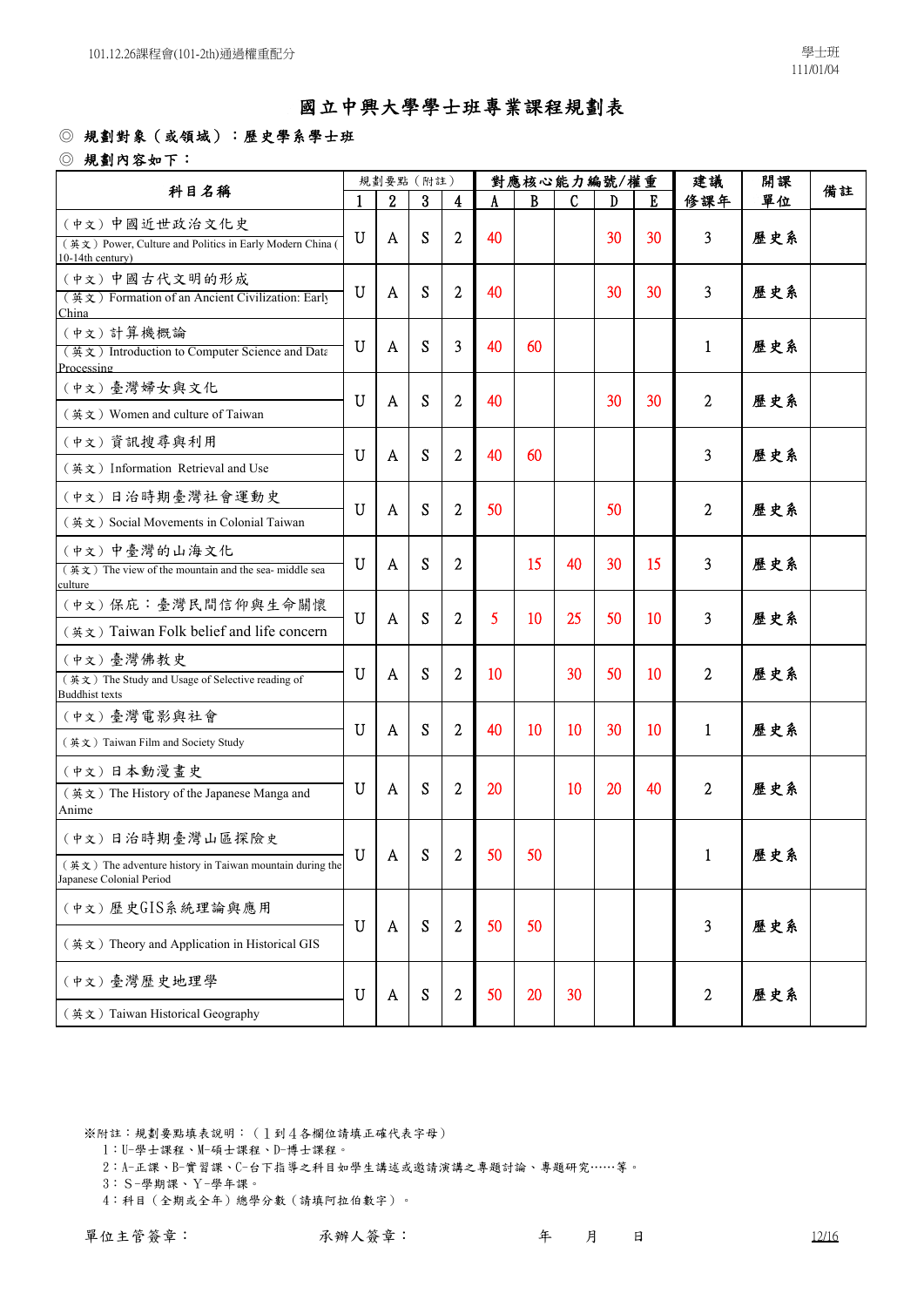# 國立中興大學學士班專業課程規劃表

◎ 規劃對象（或領域）：歷史學系學士班

◎ 規劃內容如下：

| 科目名稱 | 規劃要點（附註） | | | | 對應核心能力編號/權重 | | | | | 建議修課年 | 開課單位 | 備註 |
|---|---|---|---|---|---|---|---|---|---|---|---|---|
| | 1 | 2 | 3 | 4 | A | B | C | D | E | | | |
| （中文）中國近世政治文化史<br>（英文）Power, Culture and Politics in Early Modern China (10-14th century) | U | A | S | 2 | 40 | | | 30 | 30 | 3 | 歷史系 | |
| （中文）中國古代文明的形成<br>（英文）Formation of an Ancient Civilization: Early China | U | A | S | 2 | 40 | | | 30 | 30 | 3 | 歷史系 | |
| （中文）計算機概論<br>（英文）Introduction to Computer Science and Data Processing | U | A | S | 3 | 40 | 60 | | | | 1 | 歷史系 | |
| （中文）臺灣婦女與文化<br>（英文）Women and culture of Taiwan | U | A | S | 2 | 40 | | | 30 | 30 | 2 | 歷史系 | |
| （中文）資訊搜尋與利用<br>（英文）Information Retrieval and Use | U | A | S | 2 | 40 | 60 | | | | 3 | 歷史系 | |
| （中文）日治時期臺灣社會運動史<br>（英文）Social Movements in Colonial Taiwan | U | A | S | 2 | 50 | | | 50 | | 2 | 歷史系 | |
| （中文）中臺灣的山海文化<br>（英文）The view of the mountain and the sea- middle sea culture | U | A | S | 2 | | 15 | 40 | 30 | 15 | 3 | 歷史系 | |
| （中文）保庇：臺灣民間信仰與生命關懷<br>（英文）Taiwan Folk belief and life concern | U | A | S | 2 | 5 | 10 | 25 | 50 | 10 | 3 | 歷史系 | |
| （中文）臺灣佛教史<br>（英文）The Study and Usage of Selective reading of Buddhist texts | U | A | S | 2 | 10 | | 30 | 50 | 10 | 2 | 歷史系 | |
| （中文）臺灣電影與社會<br>（英文）Taiwan Film and Society Study | U | A | S | 2 | 40 | 10 | 10 | 30 | 10 | 1 | 歷史系 | |
| （中文）日本動漫畫史<br>（英文）The History of the Japanese Manga and Anime | U | A | S | 2 | 20 | | 10 | 20 | 40 | 2 | 歷史系 | |
| （中文）日治時期臺灣山區探險史<br>（英文）The adventure history in Taiwan mountain during the Japanese Colonial Period | U | A | S | 2 | 50 | 50 | | | | 1 | 歷史系 | |
| （中文）歷史GIS系統理論與應用<br>（英文）Theory and Application in Historical GIS | U | A | S | 2 | 50 | 50 | | | | 3 | 歷史系 | |
| （中文）臺灣歷史地理學<br>（英文）Taiwan Historical Geography | U | A | S | 2 | 50 | 20 | 30 | | | 2 | 歷史系 | |

※附註：規劃要點填表說明：（1到4各欄位請填正確代表字母）

1：U-學士課程、M-碩士課程、D-博士課程。

2：A-正課、B-實習課、C-台下指導之科目如學生講述或邀請演講之專題討論、專題研究……等。

3：S-學期課、Y-學年課。

4：科目（全期或全年）總學分數（請填阿拉伯數字）。

單位主管簽章：　　　　承辦人簽章：　　　　年　　月　　日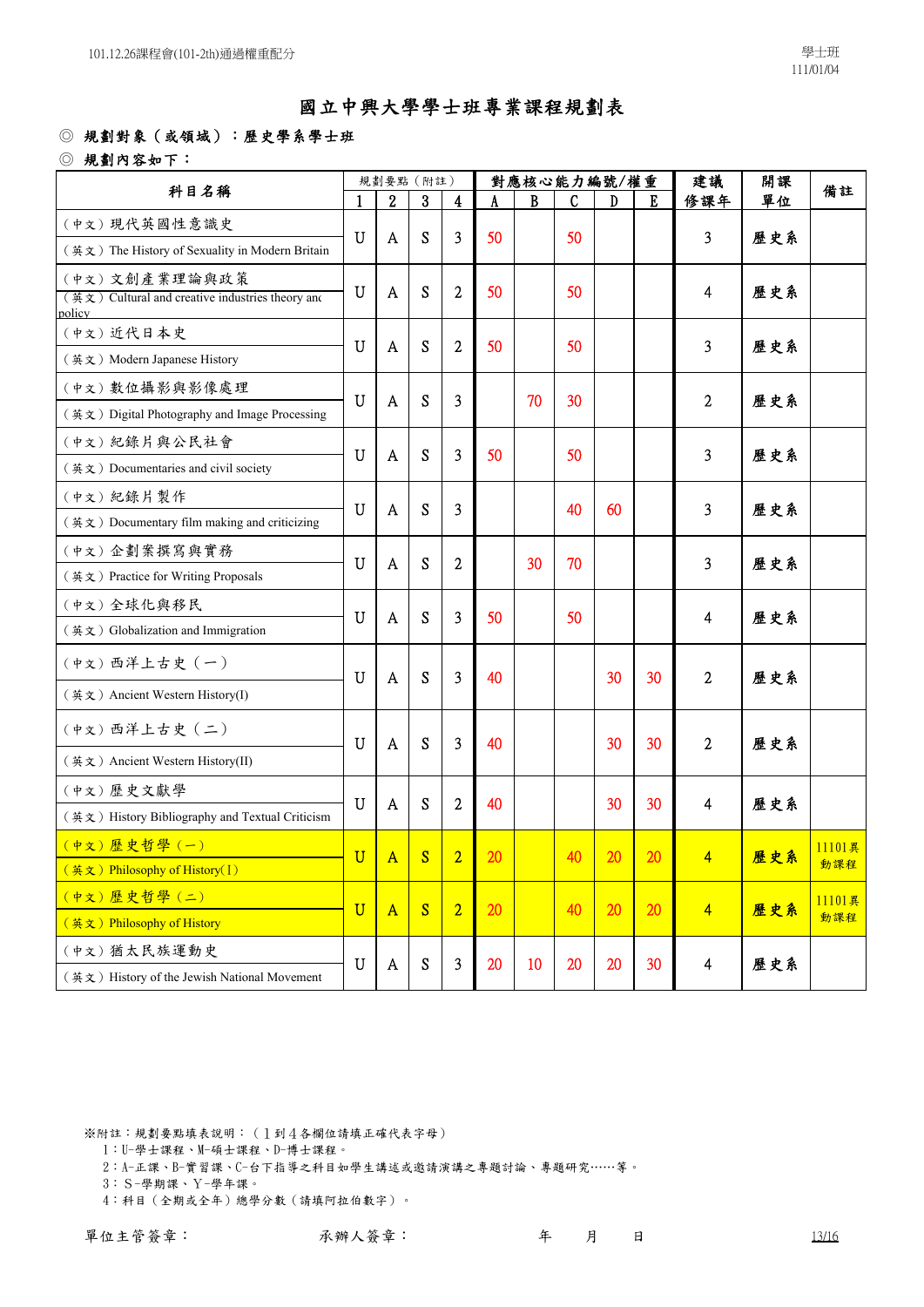101.12.26課程會(101-2th)通過權重配分

學士班
111/01/04

# 國立中興大學學士班專業課程規劃表

◎ 規劃對象（或領域）：歷史學系學士班

◎ 規劃內容如下：

| 科目名稱 | 規劃要點（附註） | | | | 對應核心能力編號/權重 | | | | | 建議修課年 | 開課單位 | 備註 |
|---|---|---|---|---|---|---|---|---|---|---|---|---|
| | 1 | 2 | 3 | 4 | A | B | C | D | E | | | |
| （中文）現代英國性意識史<br>（英文）The History of Sexuality in Modern Britain | U | A | S | 3 | 50 | | 50 | | | 3 | 歷史系 | |
| （中文）文創產業理論與政策<br>（英文）Cultural and creative industries theory and policy | U | A | S | 2 | 50 | | 50 | | | 4 | 歷史系 | |
| （中文）近代日本史<br>（英文）Modern Japanese History | U | A | S | 2 | 50 | | 50 | | | 3 | 歷史系 | |
| （中文）數位攝影與影像處理<br>（英文）Digital Photography and Image Processing | U | A | S | 3 | | 70 | 30 | | | 2 | 歷史系 | |
| （中文）紀錄片與公民社會<br>（英文）Documentaries and civil society | U | A | S | 3 | 50 | | 50 | | | 3 | 歷史系 | |
| （中文）紀錄片製作<br>（英文）Documentary film making and criticizing | U | A | S | 3 | | | 40 | 60 | | 3 | 歷史系 | |
| （中文）企劃案撰寫與實務<br>（英文）Practice for Writing Proposals | U | A | S | 2 | | 30 | 70 | | | 3 | 歷史系 | |
| （中文）全球化與移民<br>（英文）Globalization and Immigration | U | A | S | 3 | 50 | | 50 | | | 4 | 歷史系 | |
| （中文）西洋上古史（一）<br>（英文）Ancient Western History(I) | U | A | S | 3 | 40 | | | 30 | 30 | 2 | 歷史系 | |
| （中文）西洋上古史（二）<br>（英文）Ancient Western History(II) | U | A | S | 3 | 40 | | | 30 | 30 | 2 | 歷史系 | |
| （中文）歷史文獻學<br>（英文）History Bibliography and Textual Criticism | U | A | S | 2 | 40 | | | 30 | 30 | 4 | 歷史系 | |
| （中文）歷史哲學（一）<br>（英文）Philosophy of History(Ⅰ) | U | A | S | 2 | 20 | | 40 | 20 | 20 | 4 | 歷史系 | 11101異動課程 |
| （中文）歷史哲學（二）<br>（英文）Philosophy of History | U | A | S | 2 | 20 | | 40 | 20 | 20 | 4 | 歷史系 | 11101異動課程 |
| （中文）猶太民族運動史<br>（英文）History of the Jewish National Movement | U | A | S | 3 | 20 | 10 | 20 | 20 | 30 | 4 | 歷史系 | |

※附註：規劃要點填表說明：（1到4各欄位請填正確代表字母）

1：U-學士課程、M-碩士課程、D-博士課程。

2：A-正課、B-實習課、C-台下指導之科目如學生講述或邀請演講之專題討論、專題研究……等。

3：S-學期課、Y-學年課。

4：科目（全期或全年）總學分數（請填阿拉伯數字）。

單位主管簽章：　　　　承辦人簽章：　　　　年　　月　　日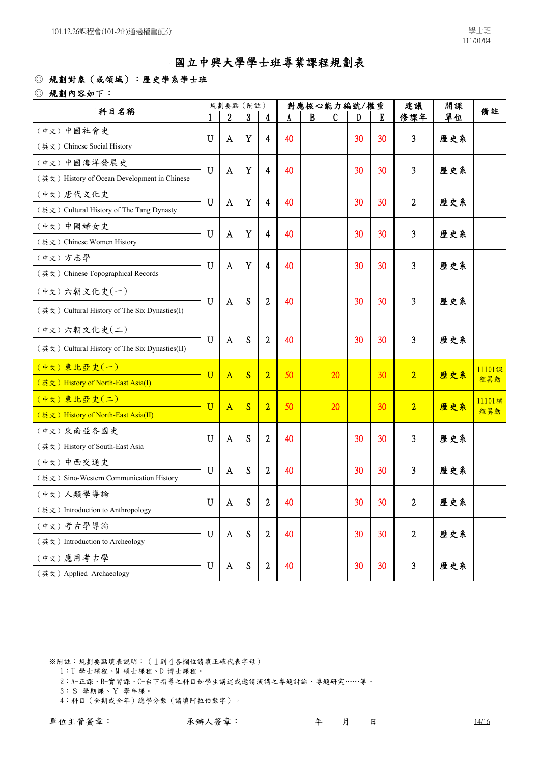101.12.26課程會(101-2th)通過權重配分

學士班
111/01/04

# 國立中興大學學士班專業課程規劃表

◎ 規劃對象（或領域）：歷史學系學士班

◎ 規劃內容如下：

| 科目名稱 | 規劃要點（附註） | | | | 對應核心能力編號/權重 | | | | | 建議修課年 | 開課單位 | 備註 |
|---|---|---|---|---|---|---|---|---|---|---|---|---|
| | 1 | 2 | 3 | 4 | A | B | C | D | E | | | |
| （中文）中國社會史<br>（英文）Chinese Social History | U | A | Y | 4 | 40 | | | 30 | 30 | 3 | 歷史系 | |
| （中文）中國海洋發展史<br>（英文）History of Ocean Development in Chinese | U | A | Y | 4 | 40 | | | 30 | 30 | 3 | 歷史系 | |
| （中文）唐代文化史<br>（英文）Cultural History of The Tang Dynasty | U | A | Y | 4 | 40 | | | 30 | 30 | 2 | 歷史系 | |
| （中文）中國婦女史<br>（英文）Chinese Women History | U | A | Y | 4 | 40 | | | 30 | 30 | 3 | 歷史系 | |
| （中文）方志學<br>（英文）Chinese Topographical Records | U | A | Y | 4 | 40 | | | 30 | 30 | 3 | 歷史系 | |
| （中文）六朝文化史(一)<br>（英文）Cultural History of The Six Dynasties(I) | U | A | S | 2 | 40 | | | 30 | 30 | 3 | 歷史系 | |
| （中文）六朝文化史(二)<br>（英文）Cultural History of The Six Dynasties(II) | U | A | S | 2 | 40 | | | 30 | 30 | 3 | 歷史系 | |
| （中文）東北亞史(一)<br>（英文）History of North-East Asia(I) | U | A | S | 2 | 50 | | 20 | | 30 | 2 | 歷史系 | 11101課程異動 |
| （中文）東北亞史(二)<br>（英文）History of North-East Asia(II) | U | A | S | 2 | 50 | | 20 | | 30 | 2 | 歷史系 | 11101課程異動 |
| （中文）東南亞各國史<br>（英文）History of South-East Asia | U | A | S | 2 | 40 | | | 30 | 30 | 3 | 歷史系 | |
| （中文）中西交通史<br>（英文）Sino-Western Communication History | U | A | S | 2 | 40 | | | 30 | 30 | 3 | 歷史系 | |
| （中文）人類學導論<br>（英文）Introduction to Anthropology | U | A | S | 2 | 40 | | | 30 | 30 | 2 | 歷史系 | |
| （中文）考古學導論<br>（英文）Introduction to Archeology | U | A | S | 2 | 40 | | | 30 | 30 | 2 | 歷史系 | |
| （中文）應用考古學<br>（英文）Applied Archaeology | U | A | S | 2 | 40 | | | 30 | 30 | 3 | 歷史系 | |

※附註：規劃要點填表說明：（1到4各欄位請填正確代表字母）
1：U-學士課程、M-碩士課程、D-博士課程。
2：A-正課、B-實習課、C-台下指導之科目如學生講述或邀請演講之專題討論、專題研究……等。
3：S-學期課、Y-學年課。
4：科目（全期或全年）總學分數（請填阿拉伯數字）。

單位主管簽章：　　　　承辦人簽章：　　　　年　　月　　日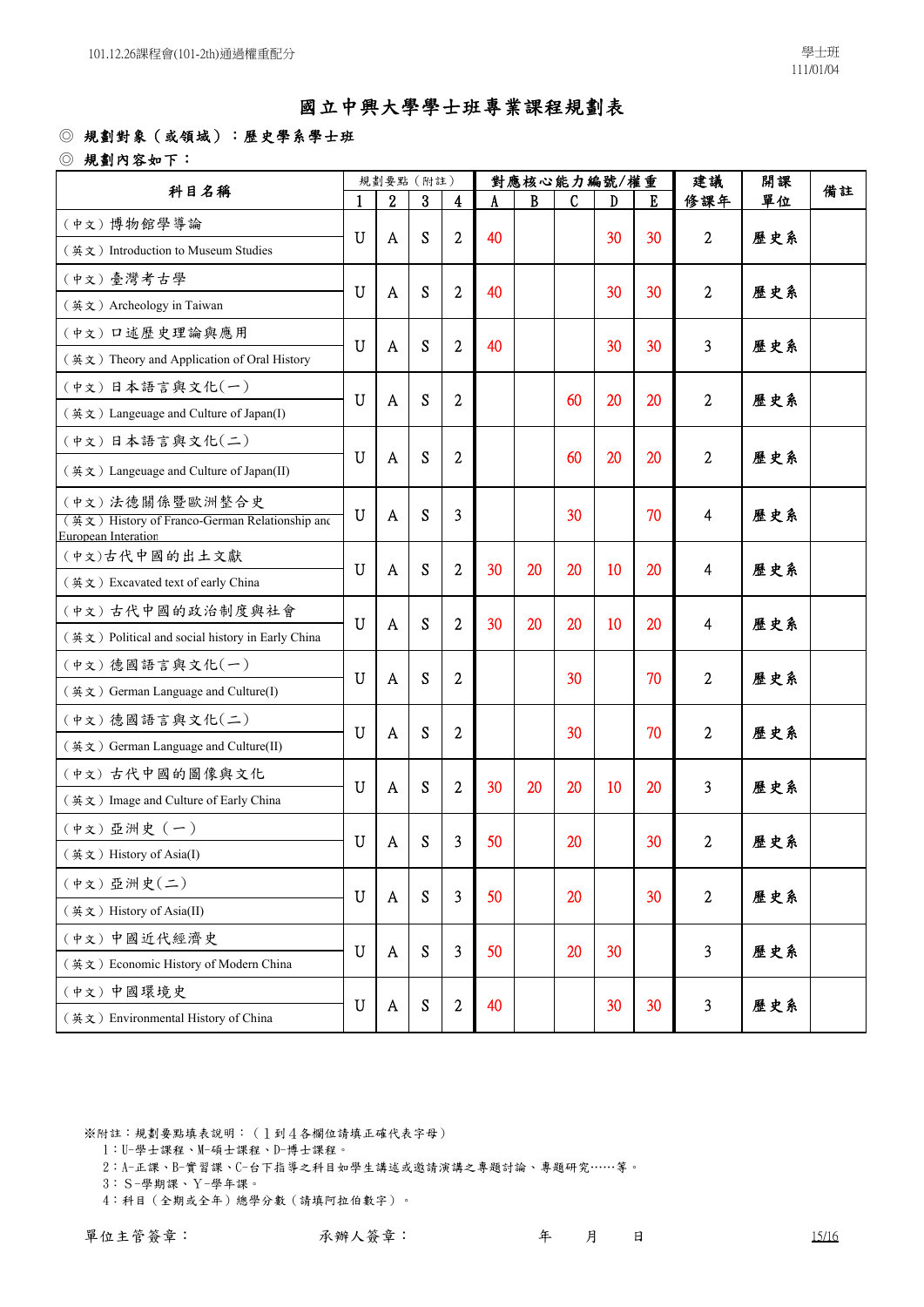# 國立中興大學學士班專業課程規劃表

◎ 規劃對象（或領域）：歷史學系學士班

◎ 規劃內容如下：

| 科目名稱 | 規劃要點（附註） | | | | 對應核心能力編號/權重 | | | | | 建議修課年 | 開課單位 | 備註 |
|---|---|---|---|---|---|---|---|---|---|---|---|---|
| | 1 | 2 | 3 | 4 | A | B | C | D | E | | | |
| （中文）博物館學導論<br>（英文）Introduction to Museum Studies | U | A | S | 2 | 40 | | | 30 | 30 | 2 | 歷史系 | |
| （中文）臺灣考古學<br>（英文）Archeology in Taiwan | U | A | S | 2 | 40 | | | 30 | 30 | 2 | 歷史系 | |
| （中文）口述歷史理論與應用<br>（英文）Theory and Application of Oral History | U | A | S | 2 | 40 | | | 30 | 30 | 3 | 歷史系 | |
| （中文）日本語言與文化(一)<br>（英文）Langeuage and Culture of Japan(I) | U | A | S | 2 | | | 60 | 20 | 20 | 2 | 歷史系 | |
| （中文）日本語言與文化(二)<br>（英文）Langeuage and Culture of Japan(II) | U | A | S | 2 | | | 60 | 20 | 20 | 2 | 歷史系 | |
| （中文）法德關係暨歐洲整合史<br>（英文）History of Franco-German Relationship and European Interation | U | A | S | 3 | | | 30 | | 70 | 4 | 歷史系 | |
| （中文）古代中國的出土文獻<br>（英文）Excavated text of early China | U | A | S | 2 | 30 | 20 | 20 | 10 | 20 | 4 | 歷史系 | |
| （中文）古代中國的政治制度與社會<br>（英文）Political and social history in Early China | U | A | S | 2 | 30 | 20 | 20 | 10 | 20 | 4 | 歷史系 | |
| （中文）德國語言與文化(一)<br>（英文）German Language and Culture(I) | U | A | S | 2 | | | 30 | | 70 | 2 | 歷史系 | |
| （中文）德國語言與文化(二)<br>（英文）German Language and Culture(II) | U | A | S | 2 | | | 30 | | 70 | 2 | 歷史系 | |
| （中文）古代中國的圖像與文化<br>（英文）Image and Culture of Early China | U | A | S | 2 | 30 | 20 | 20 | 10 | 20 | 3 | 歷史系 | |
| （中文）亞洲史（一）<br>（英文）History of Asia(I) | U | A | S | 3 | 50 | | 20 | | 30 | 2 | 歷史系 | |
| （中文）亞洲史(二)<br>（英文）History of Asia(II) | U | A | S | 3 | 50 | | 20 | | 30 | 2 | 歷史系 | |
| （中文）中國近代經濟史<br>（英文）Economic History of Modern China | U | A | S | 3 | 50 | | 20 | 30 | | 3 | 歷史系 | |
| （中文）中國環境史<br>（英文）Environmental History of China | U | A | S | 2 | 40 | | | 30 | 30 | 3 | 歷史系 | |

※附註：規劃要點填表說明：（1到4各欄位請填正確代表字母）

1：U-學士課程、M-碩士課程、D-博士課程。

2：A-正課、B-實習課、C-台下指導之科目如學生講述或邀請演講之專題討論、專題研究……等。

3：S-學期課、Y-學年課。

4：科目（全期或全年）總學分數（請填阿拉伯數字）。

單位主管簽章： 承辦人簽章： 年 月 日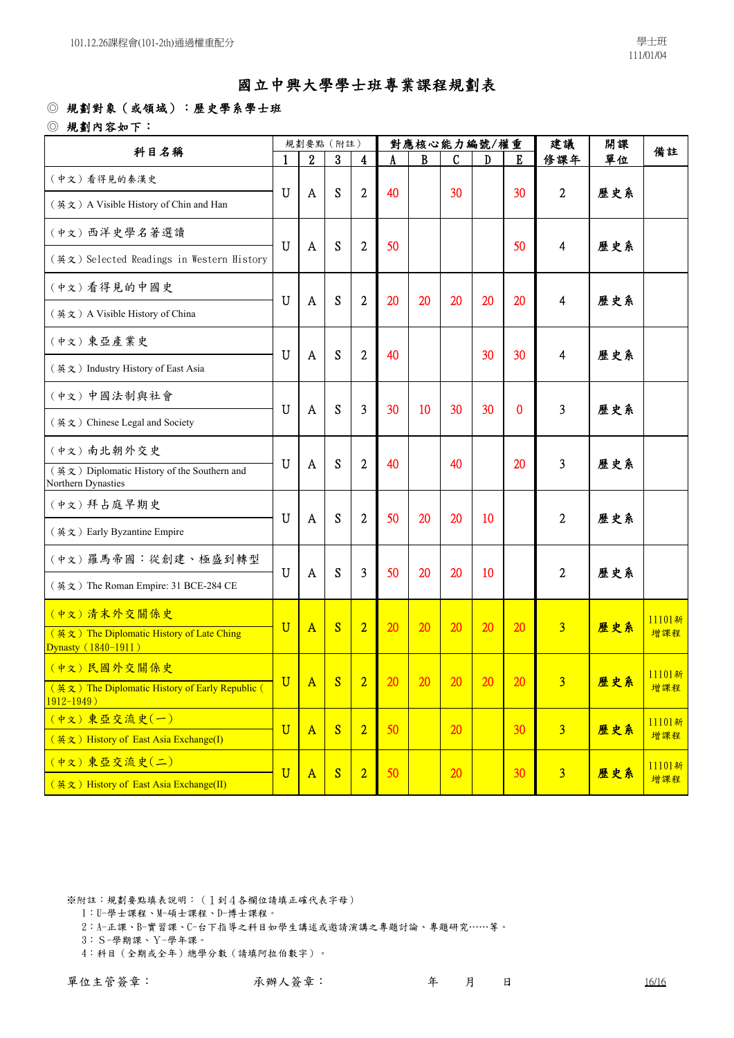# 國立中興大學學士班專業課程規劃表

◎ 規劃對象（或領域）：歷史學系學士班

◎ 規劃內容如下：

| 科目名稱 | 規劃要點（附註） | | | | 對應核心能力編號/權重 | | | | | 建議修課年 | 開課單位 | 備註 |
|---|---|---|---|---|---|---|---|---|---|---|---|---|
| | 1 | 2 | 3 | 4 | A | B | C | D | E | | | |
| （中文）看得見的秦漢史<br>（英文）A Visible History of Chin and Han | U | A | S | 2 | 40 | | 30 | | 30 | 2 | 歷史系 | |
| （中文）西洋史學名著選讀<br>（英文）Selected Readings in Western History | U | A | S | 2 | 50 | | | | 50 | 4 | 歷史系 | |
| （中文）看得見的中國史<br>（英文）A Visible History of China | U | A | S | 2 | 20 | 20 | 20 | 20 | 20 | 4 | 歷史系 | |
| （中文）東亞產業史<br>（英文）Industry History of East Asia | U | A | S | 2 | 40 | | | 30 | 30 | 4 | 歷史系 | |
| （中文）中國法制與社會<br>（英文）Chinese Legal and Society | U | A | S | 3 | 30 | 10 | 30 | 30 | 0 | 3 | 歷史系 | |
| （中文）南北朝外交史<br>（英文）Diplomatic History of the Southern and Northern Dynasties | U | A | S | 2 | 40 | | 40 | | 20 | 3 | 歷史系 | |
| （中文）拜占庭早期史<br>（英文）Early Byzantine Empire | U | A | S | 2 | 50 | 20 | 20 | 10 | | 2 | 歷史系 | |
| （中文）羅馬帝國：從創建、極盛到轉型<br>（英文）The Roman Empire: 31 BCE-284 CE | U | A | S | 3 | 50 | 20 | 20 | 10 | | 2 | 歷史系 | |
| （中文）清末外交關係史<br>（英文）The Diplomatic History of Late Ching Dynasty（1840-1911） | U | A | S | 2 | 20 | 20 | 20 | 20 | 20 | 3 | 歷史系 | 11101新增課程 |
| （中文）民國外交關係史<br>（英文）The Diplomatic History of Early Republic（1912-1949） | U | A | S | 2 | 20 | 20 | 20 | 20 | 20 | 3 | 歷史系 | 11101新增課程 |
| （中文）東亞交流史(一)<br>（英文）History of East Asia Exchange(I) | U | A | S | 2 | 50 | | 20 | | 30 | 3 | 歷史系 | 11101新增課程 |
| （中文）東亞交流史(二)<br>（英文）History of East Asia Exchange(II) | U | A | S | 2 | 50 | | 20 | | 30 | 3 | 歷史系 | 11101新增課程 |

※附註：規劃要點填表說明：（1到4各欄位請填正確代表字母）

1：U-學士課程、M-碩士課程、D-博士課程。
2：A-正課、B-實習課、C-台下指導之科目如學生講述或邀請演講之專題討論、專題研究……等。
3：S-學期課、Y-學年課。
4：科目（全期或全年）總學分數（請填阿拉伯數字）。

單位主管簽章：　　　　承辦人簽章：　　　　年　　月　　日